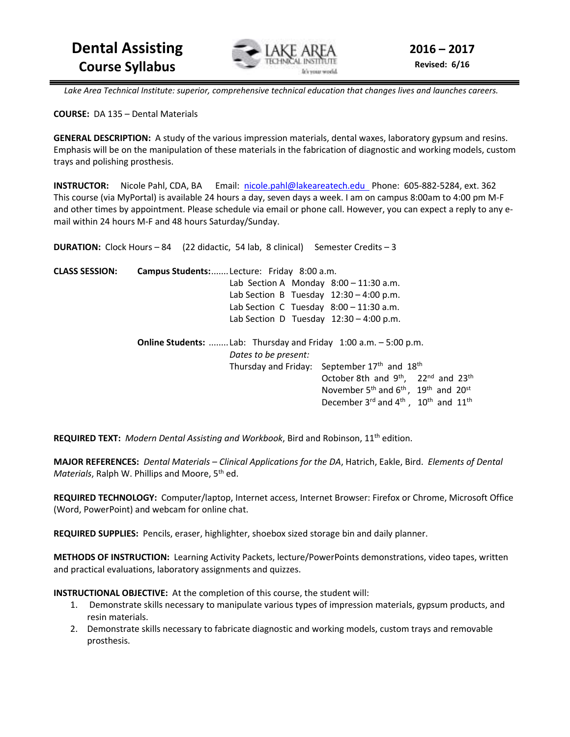# Dental Assisting
## Course Syllabus

**2016 – 2017**
**Revised: 6/16**

*Lake Area Technical Institute: superior, comprehensive technical education that changes lives and launches careers.*

**COURSE:** DA 135 – Dental Materials

**GENERAL DESCRIPTION:** A study of the various impression materials, dental waxes, laboratory gypsum and resins. Emphasis will be on the manipulation of these materials in the fabrication of diagnostic and working models, custom trays and polishing prosthesis.

**INSTRUCTOR:** Nicole Pahl, CDA, BA Email: nicole.pahl@lakeareatech.edu Phone: 605-882-5284, ext. 362
This course (via MyPortal) is available 24 hours a day, seven days a week. I am on campus 8:00am to 4:00 pm M-F and other times by appointment. Please schedule via email or phone call. However, you can expect a reply to any e-mail within 24 hours M-F and 48 hours Saturday/Sunday.

**DURATION:** Clock Hours – 84 (22 didactic, 54 lab, 8 clinical) Semester Credits – 3

**CLASS SESSION:**

**Campus Students:**
- Lecture: Friday 8:00 a.m.
- Lab Section A Monday 8:00 – 11:30 a.m.
- Lab Section B Tuesday 12:30 – 4:00 p.m.
- Lab Section C Tuesday 8:00 – 11:30 a.m.
- Lab Section D Tuesday 12:30 – 4:00 p.m.

**Online Students:** Lab: Thursday and Friday 1:00 a.m. – 5:00 p.m.

*Dates to be present:*

Thursday and Friday:
- September 17th and 18th
- October 8th and 9th, 22nd and 23th
- November 5th and 6th, 19th and 20st
- December 3rd and 4th, 10th and 11th

**REQUIRED TEXT:** *Modern Dental Assisting and Workbook*, Bird and Robinson, 11th edition.

**MAJOR REFERENCES:** *Dental Materials – Clinical Applications for the DA*, Hatrich, Eakle, Bird. *Elements of Dental Materials*, Ralph W. Phillips and Moore, 5th ed.

**REQUIRED TECHNOLOGY:** Computer/laptop, Internet access, Internet Browser: Firefox or Chrome, Microsoft Office (Word, PowerPoint) and webcam for online chat.

**REQUIRED SUPPLIES:** Pencils, eraser, highlighter, shoebox sized storage bin and daily planner.

**METHODS OF INSTRUCTION:** Learning Activity Packets, lecture/PowerPoints demonstrations, video tapes, written and practical evaluations, laboratory assignments and quizzes.

**INSTRUCTIONAL OBJECTIVE:** At the completion of this course, the student will:

1. Demonstrate skills necessary to manipulate various types of impression materials, gypsum products, and resin materials.
2. Demonstrate skills necessary to fabricate diagnostic and working models, custom trays and removable prosthesis.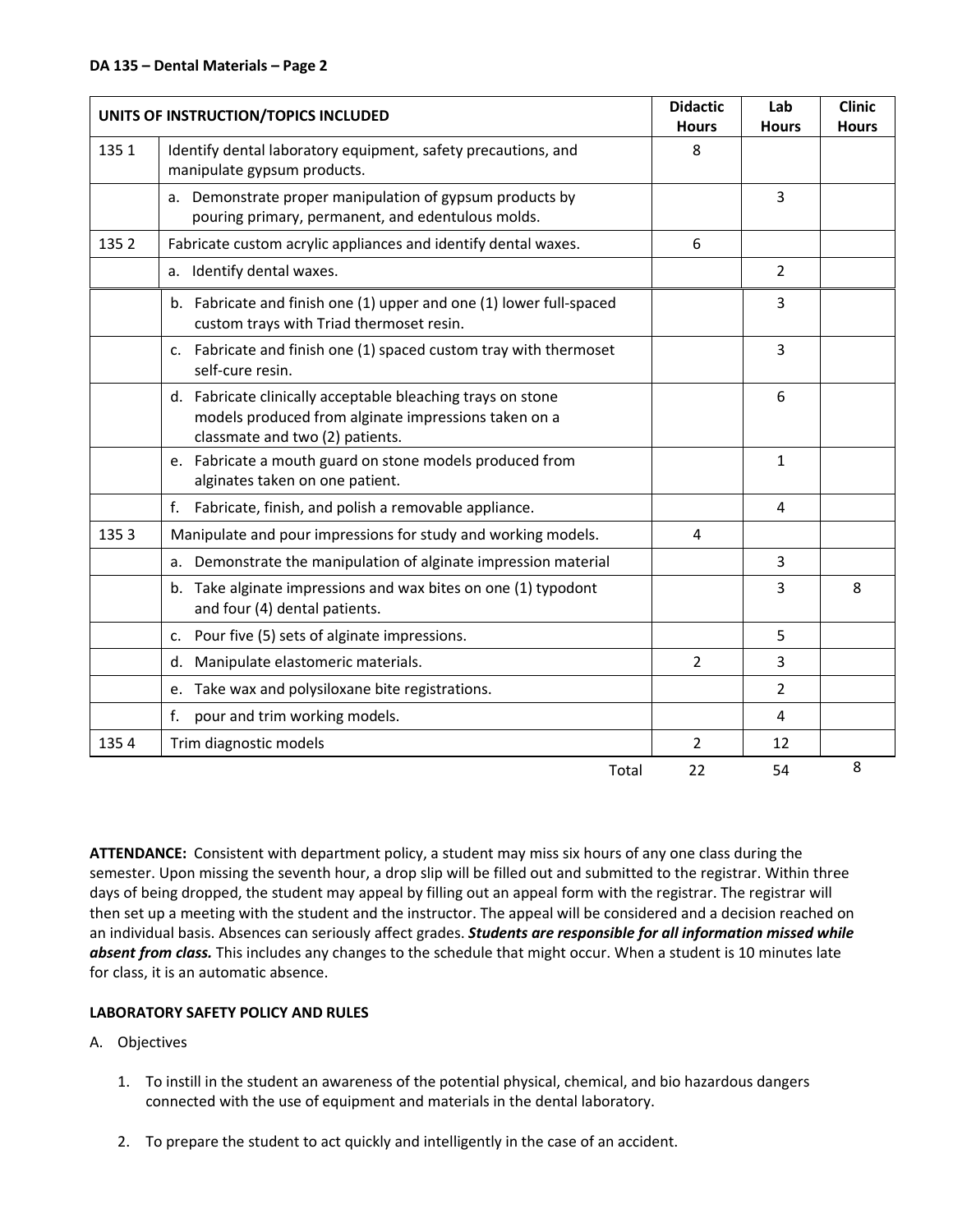**DA 135 – Dental Materials – Page 2**

| UNITS OF INSTRUCTION/TOPICS INCLUDED | | Didactic Hours | Lab Hours | Clinic Hours |
|---|---|---|---|---|
| 135 1 | Identify dental laboratory equipment, safety precautions, and manipulate gypsum products. | 8 | | |
| | a. Demonstrate proper manipulation of gypsum products by pouring primary, permanent, and edentulous molds. | | 3 | |
| 135 2 | Fabricate custom acrylic appliances and identify dental waxes. | 6 | | |
| | a. Identify dental waxes. | | 2 | |
| | b. Fabricate and finish one (1) upper and one (1) lower full-spaced custom trays with Triad thermoset resin. | | 3 | |
| | c. Fabricate and finish one (1) spaced custom tray with thermoset self-cure resin. | | 3 | |
| | d. Fabricate clinically acceptable bleaching trays on stone models produced from alginate impressions taken on a classmate and two (2) patients. | | 6 | |
| | e. Fabricate a mouth guard on stone models produced from alginates taken on one patient. | | 1 | |
| | f. Fabricate, finish, and polish a removable appliance. | | 4 | |
| 135 3 | Manipulate and pour impressions for study and working models. | 4 | | |
| | a. Demonstrate the manipulation of alginate impression material | | 3 | |
| | b. Take alginate impressions and wax bites on one (1) typodont and four (4) dental patients. | | 3 | 8 |
| | c. Pour five (5) sets of alginate impressions. | | 5 | |
| | d. Manipulate elastomeric materials. | 2 | 3 | |
| | e. Take wax and polysiloxane bite registrations. | | 2 | |
| | f. pour and trim working models. | | 4 | |
| 135 4 | Trim diagnostic models | 2 | 12 | |
| | Total | 22 | 54 | 8 |

**ATTENDANCE:** Consistent with department policy, a student may miss six hours of any one class during the semester. Upon missing the seventh hour, a drop slip will be filled out and submitted to the registrar. Within three days of being dropped, the student may appeal by filling out an appeal form with the registrar. The registrar will then set up a meeting with the student and the instructor. The appeal will be considered and a decision reached on an individual basis. Absences can seriously affect grades. ***Students are responsible for all information missed while absent from class.*** This includes any changes to the schedule that might occur. When a student is 10 minutes late for class, it is an automatic absence.

**LABORATORY SAFETY POLICY AND RULES**

A. Objectives

1. To instill in the student an awareness of the potential physical, chemical, and bio hazardous dangers connected with the use of equipment and materials in the dental laboratory.
2. To prepare the student to act quickly and intelligently in the case of an accident.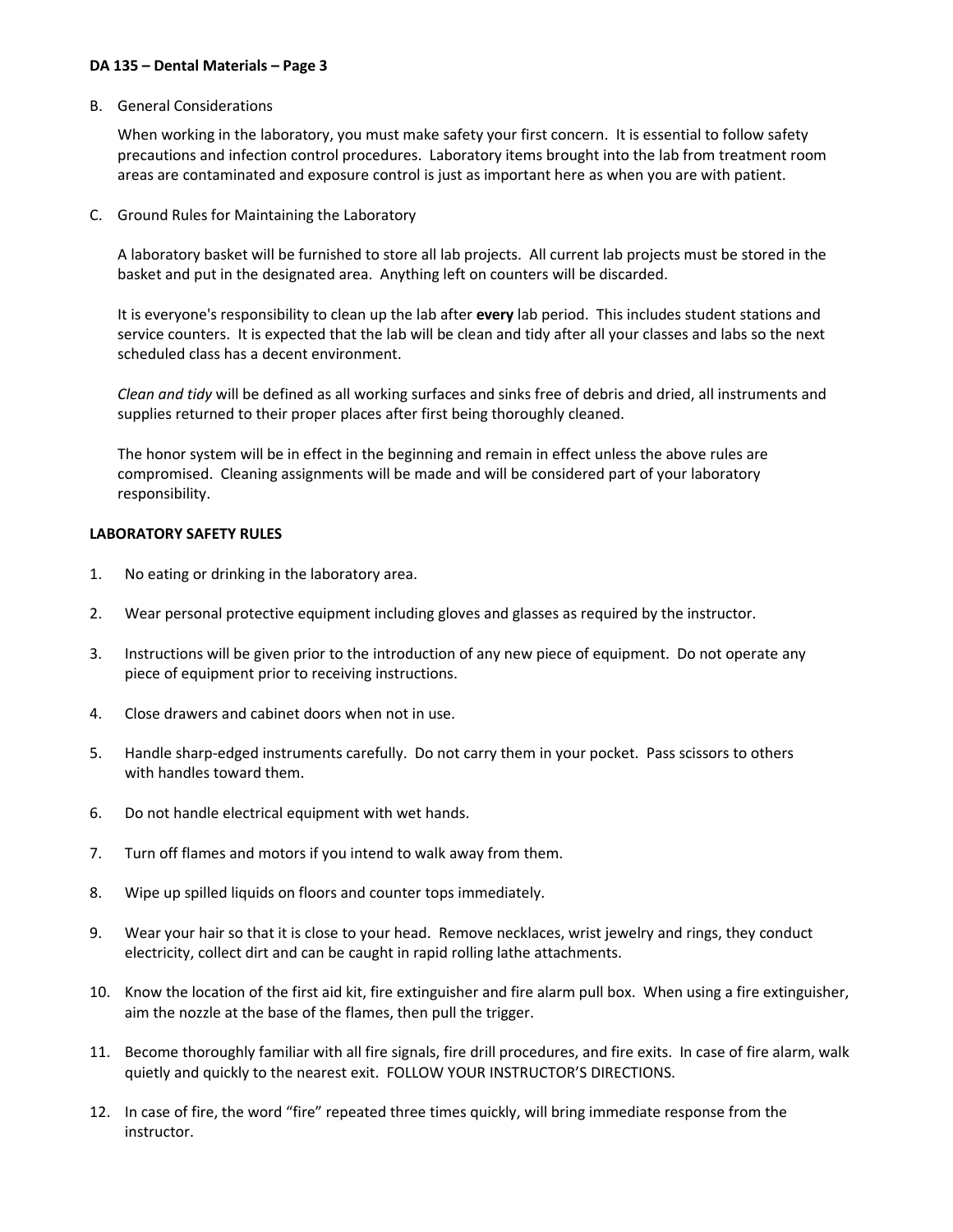B. General Considerations

When working in the laboratory, you must make safety your first concern. It is essential to follow safety precautions and infection control procedures. Laboratory items brought into the lab from treatment room areas are contaminated and exposure control is just as important here as when you are with patient.

C. Ground Rules for Maintaining the Laboratory

A laboratory basket will be furnished to store all lab projects. All current lab projects must be stored in the basket and put in the designated area. Anything left on counters will be discarded.

It is everyone's responsibility to clean up the lab after **every** lab period. This includes student stations and service counters. It is expected that the lab will be clean and tidy after all your classes and labs so the next scheduled class has a decent environment.

*Clean and tidy* will be defined as all working surfaces and sinks free of debris and dried, all instruments and supplies returned to their proper places after first being thoroughly cleaned.

The honor system will be in effect in the beginning and remain in effect unless the above rules are compromised. Cleaning assignments will be made and will be considered part of your laboratory responsibility.

**LABORATORY SAFETY RULES**

1. No eating or drinking in the laboratory area.
2. Wear personal protective equipment including gloves and glasses as required by the instructor.
3. Instructions will be given prior to the introduction of any new piece of equipment. Do not operate any piece of equipment prior to receiving instructions.
4. Close drawers and cabinet doors when not in use.
5. Handle sharp-edged instruments carefully. Do not carry them in your pocket. Pass scissors to others with handles toward them.
6. Do not handle electrical equipment with wet hands.
7. Turn off flames and motors if you intend to walk away from them.
8. Wipe up spilled liquids on floors and counter tops immediately.
9. Wear your hair so that it is close to your head. Remove necklaces, wrist jewelry and rings, they conduct electricity, collect dirt and can be caught in rapid rolling lathe attachments.
10. Know the location of the first aid kit, fire extinguisher and fire alarm pull box. When using a fire extinguisher, aim the nozzle at the base of the flames, then pull the trigger.
11. Become thoroughly familiar with all fire signals, fire drill procedures, and fire exits. In case of fire alarm, walk quietly and quickly to the nearest exit. FOLLOW YOUR INSTRUCTOR'S DIRECTIONS.
12. In case of fire, the word "fire" repeated three times quickly, will bring immediate response from the instructor.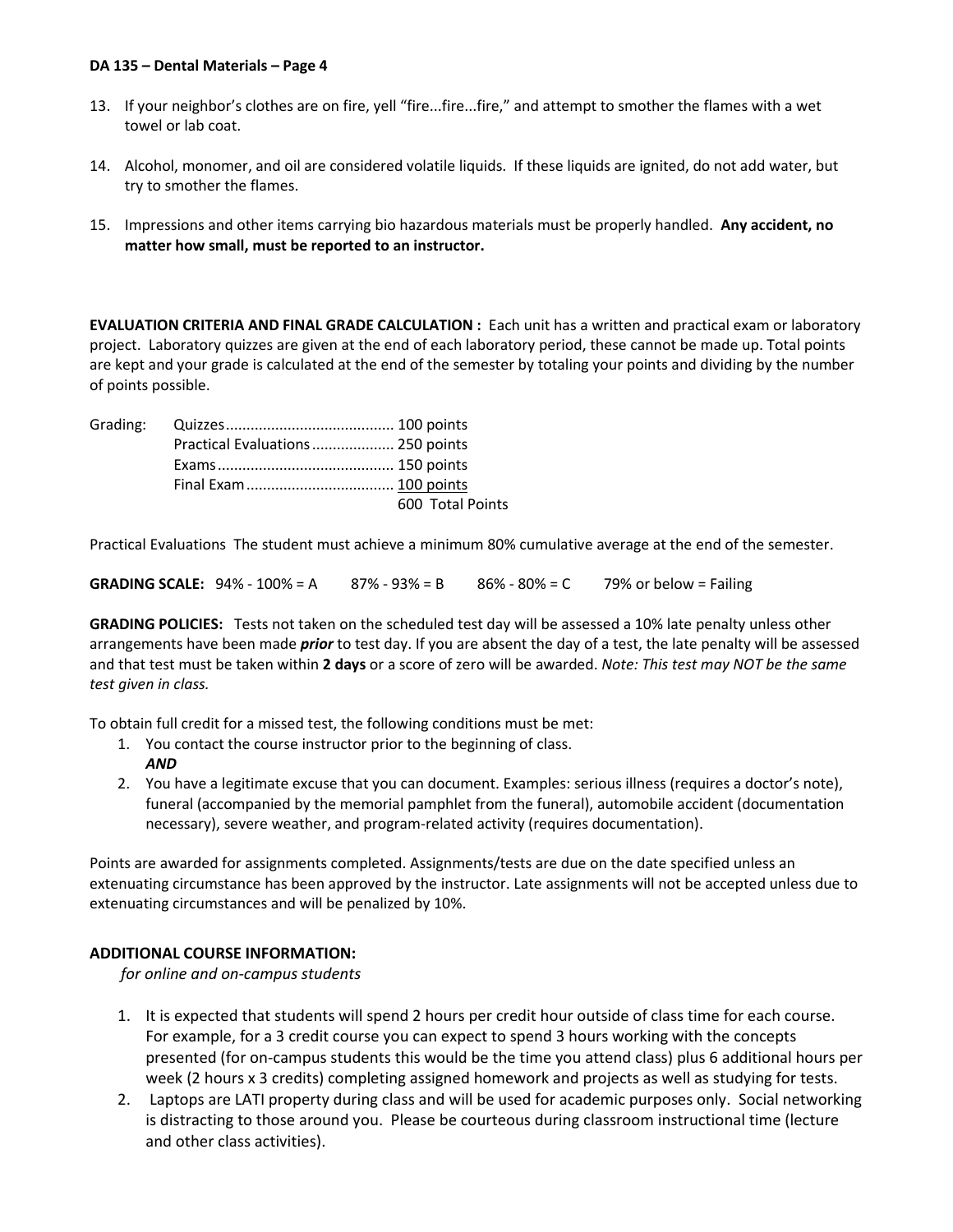13. If your neighbor's clothes are on fire, yell "fire...fire...fire," and attempt to smother the flames with a wet towel or lab coat.

14. Alcohol, monomer, and oil are considered volatile liquids. If these liquids are ignited, do not add water, but try to smother the flames.

15. Impressions and other items carrying bio hazardous materials must be properly handled. **Any accident, no matter how small, must be reported to an instructor.**

**EVALUATION CRITERIA AND FINAL GRADE CALCULATION :** Each unit has a written and practical exam or laboratory project. Laboratory quizzes are given at the end of each laboratory period, these cannot be made up. Total points are kept and your grade is calculated at the end of the semester by totaling your points and dividing by the number of points possible.

Grading:

| | | |
|---|---|---|
| Grading: | Quizzes | 100 points |
| | Practical Evaluations | 250 points |
| | Exams | 150 points |
| | Final Exam | 100 points |
| | | 600 Total Points |

Practical Evaluations The student must achieve a minimum 80% cumulative average at the end of the semester.

**GRADING SCALE:** 94% - 100% = A 87% - 93% = B 86% - 80% = C 79% or below = Failing

**GRADING POLICIES:** Tests not taken on the scheduled test day will be assessed a 10% late penalty unless other arrangements have been made ***prior*** to test day. If you are absent the day of a test, the late penalty will be assessed and that test must be taken within **2 days** or a score of zero will be awarded. *Note: This test may NOT be the same test given in class.*

To obtain full credit for a missed test, the following conditions must be met:

1. You contact the course instructor prior to the beginning of class.
   ***AND***
2. You have a legitimate excuse that you can document. Examples: serious illness (requires a doctor's note), funeral (accompanied by the memorial pamphlet from the funeral), automobile accident (documentation necessary), severe weather, and program-related activity (requires documentation).

Points are awarded for assignments completed. Assignments/tests are due on the date specified unless an extenuating circumstance has been approved by the instructor. Late assignments will not be accepted unless due to extenuating circumstances and will be penalized by 10%.

## ADDITIONAL COURSE INFORMATION:

*for online and on-campus students*

1. It is expected that students will spend 2 hours per credit hour outside of class time for each course. For example, for a 3 credit course you can expect to spend 3 hours working with the concepts presented (for on-campus students this would be the time you attend class) plus 6 additional hours per week (2 hours x 3 credits) completing assigned homework and projects as well as studying for tests.
2. Laptops are LATI property during class and will be used for academic purposes only. Social networking is distracting to those around you. Please be courteous during classroom instructional time (lecture and other class activities).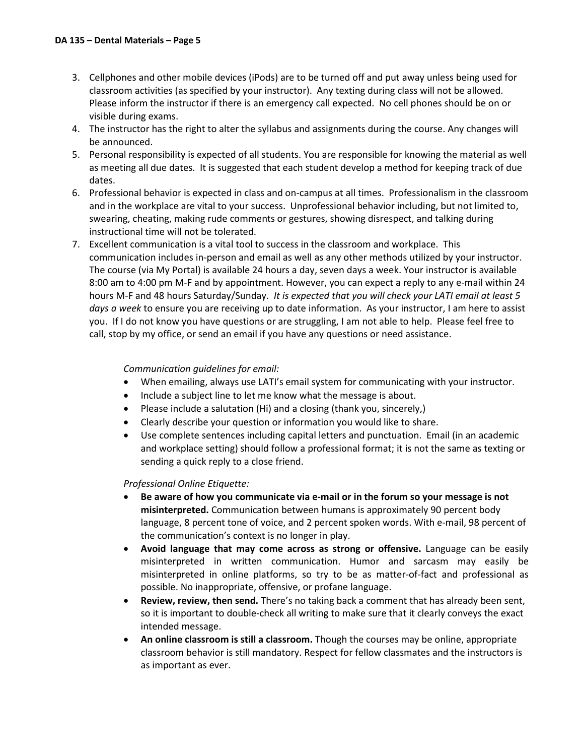3. Cellphones and other mobile devices (iPods) are to be turned off and put away unless being used for classroom activities (as specified by your instructor). Any texting during class will not be allowed. Please inform the instructor if there is an emergency call expected. No cell phones should be on or visible during exams.
4. The instructor has the right to alter the syllabus and assignments during the course. Any changes will be announced.
5. Personal responsibility is expected of all students. You are responsible for knowing the material as well as meeting all due dates. It is suggested that each student develop a method for keeping track of due dates.
6. Professional behavior is expected in class and on-campus at all times. Professionalism in the classroom and in the workplace are vital to your success. Unprofessional behavior including, but not limited to, swearing, cheating, making rude comments or gestures, showing disrespect, and talking during instructional time will not be tolerated.
7. Excellent communication is a vital tool to success in the classroom and workplace. This communication includes in-person and email as well as any other methods utilized by your instructor. The course (via My Portal) is available 24 hours a day, seven days a week. Your instructor is available 8:00 am to 4:00 pm M-F and by appointment. However, you can expect a reply to any e-mail within 24 hours M-F and 48 hours Saturday/Sunday. *It is expected that you will check your LATI email at least 5 days a week* to ensure you are receiving up to date information. As your instructor, I am here to assist you. If I do not know you have questions or are struggling, I am not able to help. Please feel free to call, stop by my office, or send an email if you have any questions or need assistance.

   *Communication guidelines for email:*

   - When emailing, always use LATI's email system for communicating with your instructor.
   - Include a subject line to let me know what the message is about.
   - Please include a salutation (Hi) and a closing (thank you, sincerely,)
   - Clearly describe your question or information you would like to share.
   - Use complete sentences including capital letters and punctuation. Email (in an academic and workplace setting) should follow a professional format; it is not the same as texting or sending a quick reply to a close friend.

   *Professional Online Etiquette:*

   - **Be aware of how you communicate via e-mail or in the forum so your message is not misinterpreted.** Communication between humans is approximately 90 percent body language, 8 percent tone of voice, and 2 percent spoken words. With e-mail, 98 percent of the communication's context is no longer in play.
   - **Avoid language that may come across as strong or offensive.** Language can be easily misinterpreted in written communication. Humor and sarcasm may easily be misinterpreted in online platforms, so try to be as matter-of-fact and professional as possible. No inappropriate, offensive, or profane language.
   - **Review, review, then send.** There's no taking back a comment that has already been sent, so it is important to double-check all writing to make sure that it clearly conveys the exact intended message.
   - **An online classroom is still a classroom.** Though the courses may be online, appropriate classroom behavior is still mandatory. Respect for fellow classmates and the instructors is as important as ever.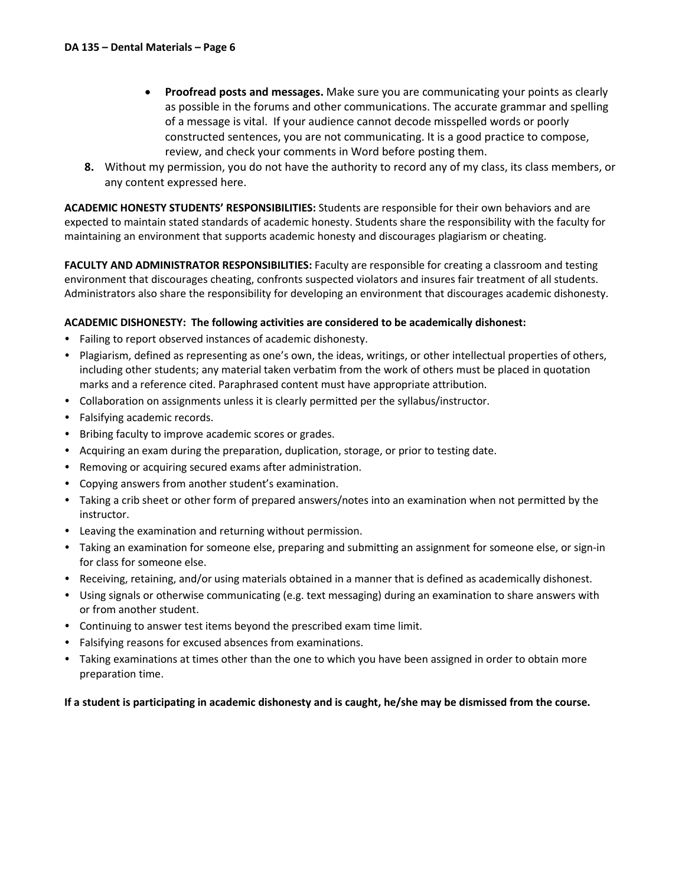- **Proofread posts and messages.** Make sure you are communicating your points as clearly as possible in the forums and other communications. The accurate grammar and spelling of a message is vital. If your audience cannot decode misspelled words or poorly constructed sentences, you are not communicating. It is a good practice to compose, review, and check your comments in Word before posting them.

**8.** Without my permission, you do not have the authority to record any of my class, its class members, or any content expressed here.

**ACADEMIC HONESTY STUDENTS' RESPONSIBILITIES:** Students are responsible for their own behaviors and are expected to maintain stated standards of academic honesty. Students share the responsibility with the faculty for maintaining an environment that supports academic honesty and discourages plagiarism or cheating.

**FACULTY AND ADMINISTRATOR RESPONSIBILITIES:** Faculty are responsible for creating a classroom and testing environment that discourages cheating, confronts suspected violators and insures fair treatment of all students. Administrators also share the responsibility for developing an environment that discourages academic dishonesty.

**ACADEMIC DISHONESTY: The following activities are considered to be academically dishonest:**

- Failing to report observed instances of academic dishonesty.
- Plagiarism, defined as representing as one's own, the ideas, writings, or other intellectual properties of others, including other students; any material taken verbatim from the work of others must be placed in quotation marks and a reference cited. Paraphrased content must have appropriate attribution.
- Collaboration on assignments unless it is clearly permitted per the syllabus/instructor.
- Falsifying academic records.
- Bribing faculty to improve academic scores or grades.
- Acquiring an exam during the preparation, duplication, storage, or prior to testing date.
- Removing or acquiring secured exams after administration.
- Copying answers from another student's examination.
- Taking a crib sheet or other form of prepared answers/notes into an examination when not permitted by the instructor.
- Leaving the examination and returning without permission.
- Taking an examination for someone else, preparing and submitting an assignment for someone else, or sign-in for class for someone else.
- Receiving, retaining, and/or using materials obtained in a manner that is defined as academically dishonest.
- Using signals or otherwise communicating (e.g. text messaging) during an examination to share answers with or from another student.
- Continuing to answer test items beyond the prescribed exam time limit.
- Falsifying reasons for excused absences from examinations.
- Taking examinations at times other than the one to which you have been assigned in order to obtain more preparation time.

**If a student is participating in academic dishonesty and is caught, he/she may be dismissed from the course.**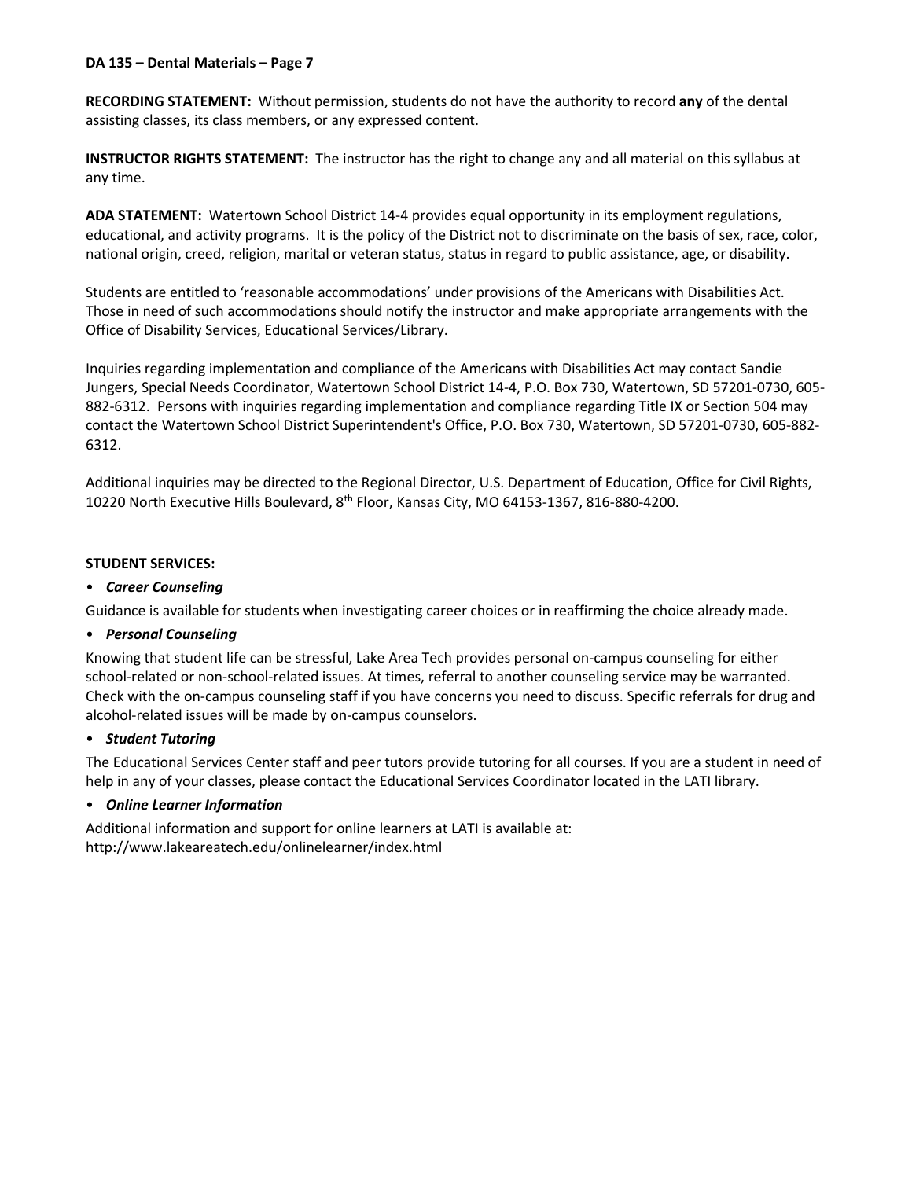**RECORDING STATEMENT:** Without permission, students do not have the authority to record **any** of the dental assisting classes, its class members, or any expressed content.

**INSTRUCTOR RIGHTS STATEMENT:** The instructor has the right to change any and all material on this syllabus at any time.

**ADA STATEMENT:** Watertown School District 14-4 provides equal opportunity in its employment regulations, educational, and activity programs. It is the policy of the District not to discriminate on the basis of sex, race, color, national origin, creed, religion, marital or veteran status, status in regard to public assistance, age, or disability.

Students are entitled to 'reasonable accommodations' under provisions of the Americans with Disabilities Act. Those in need of such accommodations should notify the instructor and make appropriate arrangements with the Office of Disability Services, Educational Services/Library.

Inquiries regarding implementation and compliance of the Americans with Disabilities Act may contact Sandie Jungers, Special Needs Coordinator, Watertown School District 14-4, P.O. Box 730, Watertown, SD 57201-0730, 605-882-6312. Persons with inquiries regarding implementation and compliance regarding Title IX or Section 504 may contact the Watertown School District Superintendent's Office, P.O. Box 730, Watertown, SD 57201-0730, 605-882-6312.

Additional inquiries may be directed to the Regional Director, U.S. Department of Education, Office for Civil Rights, 10220 North Executive Hills Boulevard, 8th Floor, Kansas City, MO 64153-1367, 816-880-4200.

**STUDENT SERVICES:**

- ***Career Counseling***

Guidance is available for students when investigating career choices or in reaffirming the choice already made.

- ***Personal Counseling***

Knowing that student life can be stressful, Lake Area Tech provides personal on-campus counseling for either school-related or non-school-related issues. At times, referral to another counseling service may be warranted. Check with the on-campus counseling staff if you have concerns you need to discuss. Specific referrals for drug and alcohol-related issues will be made by on-campus counselors.

- ***Student Tutoring***

The Educational Services Center staff and peer tutors provide tutoring for all courses. If you are a student in need of help in any of your classes, please contact the Educational Services Coordinator located in the LATI library.

- ***Online Learner Information***

Additional information and support for online learners at LATI is available at: http://www.lakeareatech.edu/onlinelearner/index.html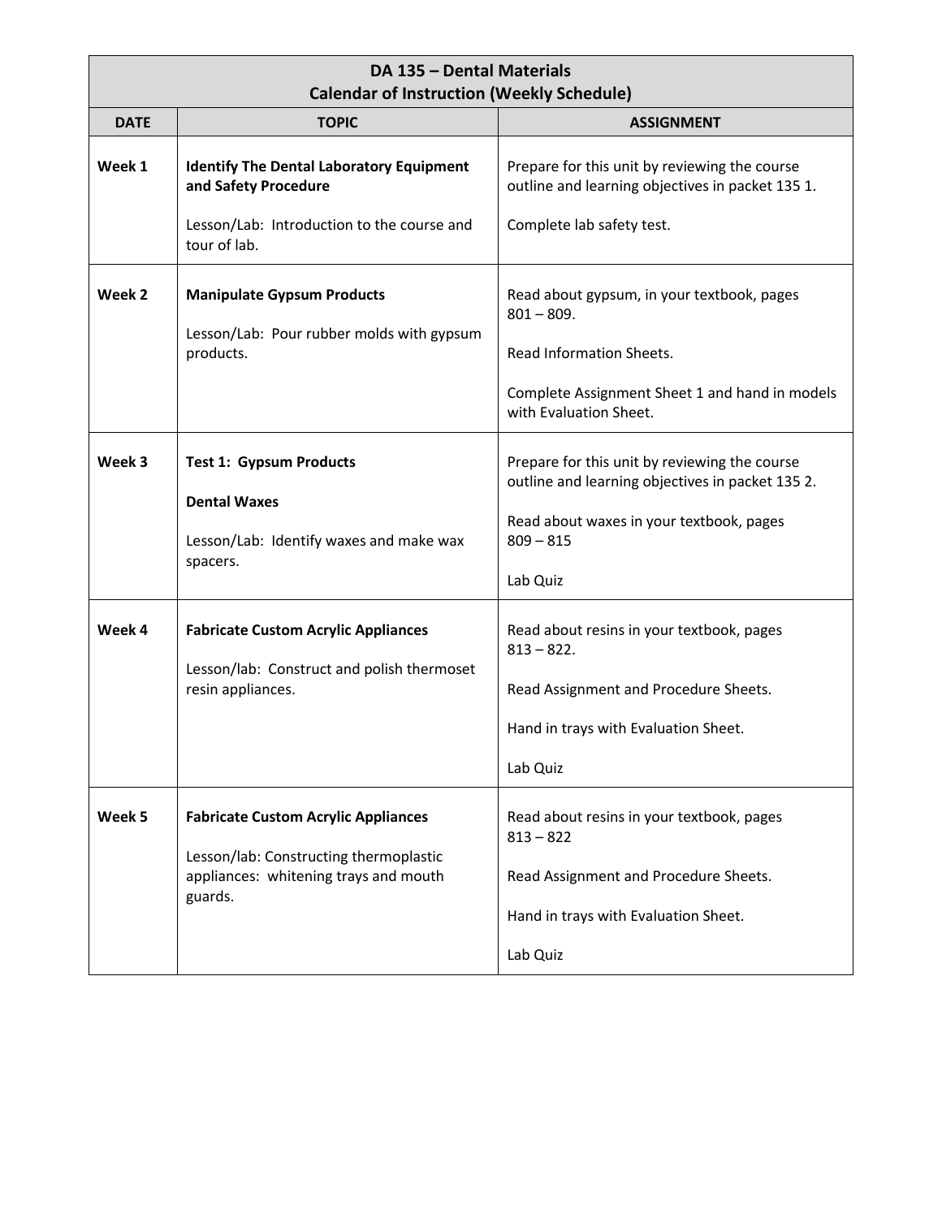| DA 135 – Dental Materials<br>Calendar of Instruction (Weekly Schedule) | | |
|---|---|---|
| **DATE** | **TOPIC** | **ASSIGNMENT** |
| **Week 1** | **Identify The Dental Laboratory Equipment and Safety Procedure**<br><br>Lesson/Lab: Introduction to the course and tour of lab. | Prepare for this unit by reviewing the course outline and learning objectives in packet 135 1.<br><br>Complete lab safety test. |
| **Week 2** | **Manipulate Gypsum Products**<br><br>Lesson/Lab: Pour rubber molds with gypsum products. | Read about gypsum, in your textbook, pages 801 – 809.<br><br>Read Information Sheets.<br><br>Complete Assignment Sheet 1 and hand in models with Evaluation Sheet. |
| **Week 3** | **Test 1: Gypsum Products**<br><br>**Dental Waxes**<br><br>Lesson/Lab: Identify waxes and make wax spacers. | Prepare for this unit by reviewing the course outline and learning objectives in packet 135 2.<br><br>Read about waxes in your textbook, pages 809 – 815<br><br>Lab Quiz |
| **Week 4** | **Fabricate Custom Acrylic Appliances**<br><br>Lesson/lab: Construct and polish thermoset resin appliances. | Read about resins in your textbook, pages 813 – 822.<br><br>Read Assignment and Procedure Sheets.<br><br>Hand in trays with Evaluation Sheet.<br><br>Lab Quiz |
| **Week 5** | **Fabricate Custom Acrylic Appliances**<br><br>Lesson/lab: Constructing thermoplastic appliances: whitening trays and mouth guards. | Read about resins in your textbook, pages 813 – 822<br><br>Read Assignment and Procedure Sheets.<br><br>Hand in trays with Evaluation Sheet.<br><br>Lab Quiz |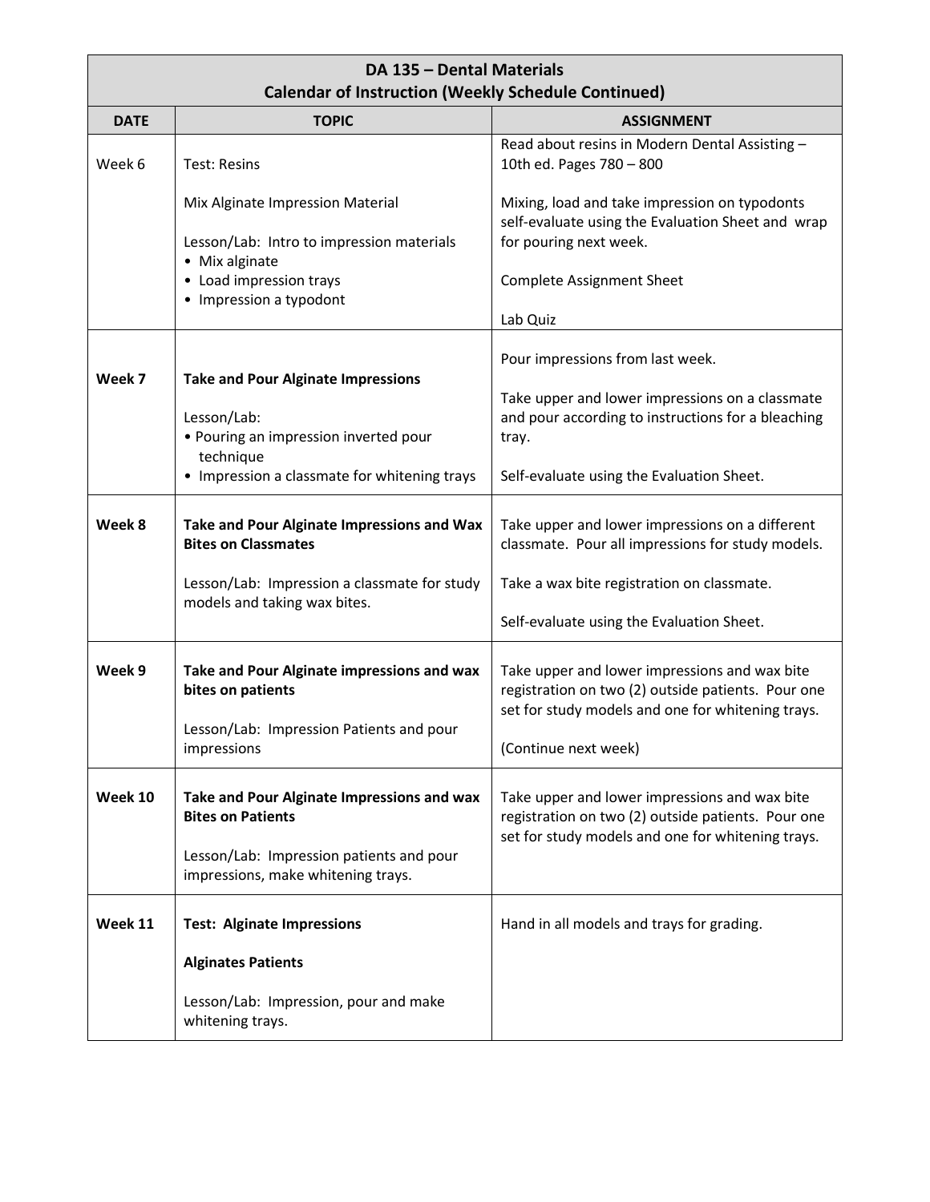| DA 135 – Dental Materials<br>Calendar of Instruction (Weekly Schedule Continued) | | |
|---|---|---|
| **DATE** | **TOPIC** | **ASSIGNMENT** |
| Week 6 | Test: Resins<br><br>Mix Alginate Impression Material<br><br>Lesson/Lab: Intro to impression materials<br>• Mix alginate<br>• Load impression trays<br>• Impression a typodont | Read about resins in Modern Dental Assisting – 10th ed. Pages 780 – 800<br><br>Mixing, load and take impression on typodonts self-evaluate using the Evaluation Sheet and wrap for pouring next week.<br><br>Complete Assignment Sheet<br><br>Lab Quiz |
| **Week 7** | **Take and Pour Alginate Impressions**<br><br>Lesson/Lab:<br>• Pouring an impression inverted pour technique<br>• Impression a classmate for whitening trays | Pour impressions from last week.<br><br>Take upper and lower impressions on a classmate and pour according to instructions for a bleaching tray.<br><br>Self-evaluate using the Evaluation Sheet. |
| **Week 8** | **Take and Pour Alginate Impressions and Wax Bites on Classmates**<br><br>Lesson/Lab: Impression a classmate for study models and taking wax bites. | Take upper and lower impressions on a different classmate. Pour all impressions for study models.<br><br>Take a wax bite registration on classmate.<br><br>Self-evaluate using the Evaluation Sheet. |
| **Week 9** | **Take and Pour Alginate impressions and wax bites on patients**<br><br>Lesson/Lab: Impression Patients and pour impressions | Take upper and lower impressions and wax bite registration on two (2) outside patients. Pour one set for study models and one for whitening trays.<br><br>(Continue next week) |
| **Week 10** | **Take and Pour Alginate Impressions and wax Bites on Patients**<br><br>Lesson/Lab: Impression patients and pour impressions, make whitening trays. | Take upper and lower impressions and wax bite registration on two (2) outside patients. Pour one set for study models and one for whitening trays. |
| **Week 11** | **Test: Alginate Impressions**<br><br>**Alginates Patients**<br><br>Lesson/Lab: Impression, pour and make whitening trays. | Hand in all models and trays for grading. |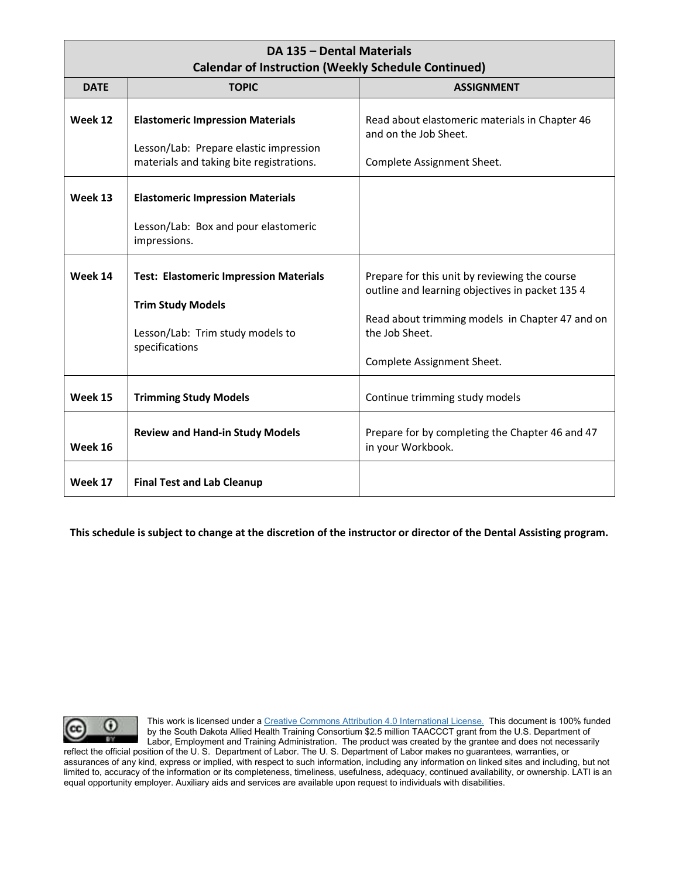| DA 135 – Dental Materials<br>Calendar of Instruction (Weekly Schedule Continued) | | |
|---|---|---|
| **DATE** | **TOPIC** | **ASSIGNMENT** |
| **Week 12** | **Elastomeric Impression Materials**<br><br>Lesson/Lab: Prepare elastic impression materials and taking bite registrations. | Read about elastomeric materials in Chapter 46 and on the Job Sheet.<br><br>Complete Assignment Sheet. |
| **Week 13** | **Elastomeric Impression Materials**<br><br>Lesson/Lab: Box and pour elastomeric impressions. | |
| **Week 14** | **Test: Elastomeric Impression Materials**<br><br>**Trim Study Models**<br><br>Lesson/Lab: Trim study models to specifications | Prepare for this unit by reviewing the course outline and learning objectives in packet 135 4<br><br>Read about trimming models in Chapter 47 and on the Job Sheet.<br><br>Complete Assignment Sheet. |
| **Week 15** | **Trimming Study Models** | Continue trimming study models |
| **Week 16** | **Review and Hand-in Study Models** | Prepare for by completing the Chapter 46 and 47 in your Workbook. |
| **Week 17** | **Final Test and Lab Cleanup** | |

**This schedule is subject to change at the discretion of the instructor or director of the Dental Assisting program.**

This work is licensed under a Creative Commons Attribution 4.0 International License. This document is 100% funded by the South Dakota Allied Health Training Consortium $2.5 million TAACCCT grant from the U.S. Department of Labor, Employment and Training Administration. The product was created by the grantee and does not necessarily reflect the official position of the U. S. Department of Labor. The U. S. Department of Labor makes no guarantees, warranties, or assurances of any kind, express or implied, with respect to such information, including any information on linked sites and including, but not limited to, accuracy of the information or its completeness, timeliness, usefulness, adequacy, continued availability, or ownership. LATI is an equal opportunity employer. Auxiliary aids and services are available upon request to individuals with disabilities.